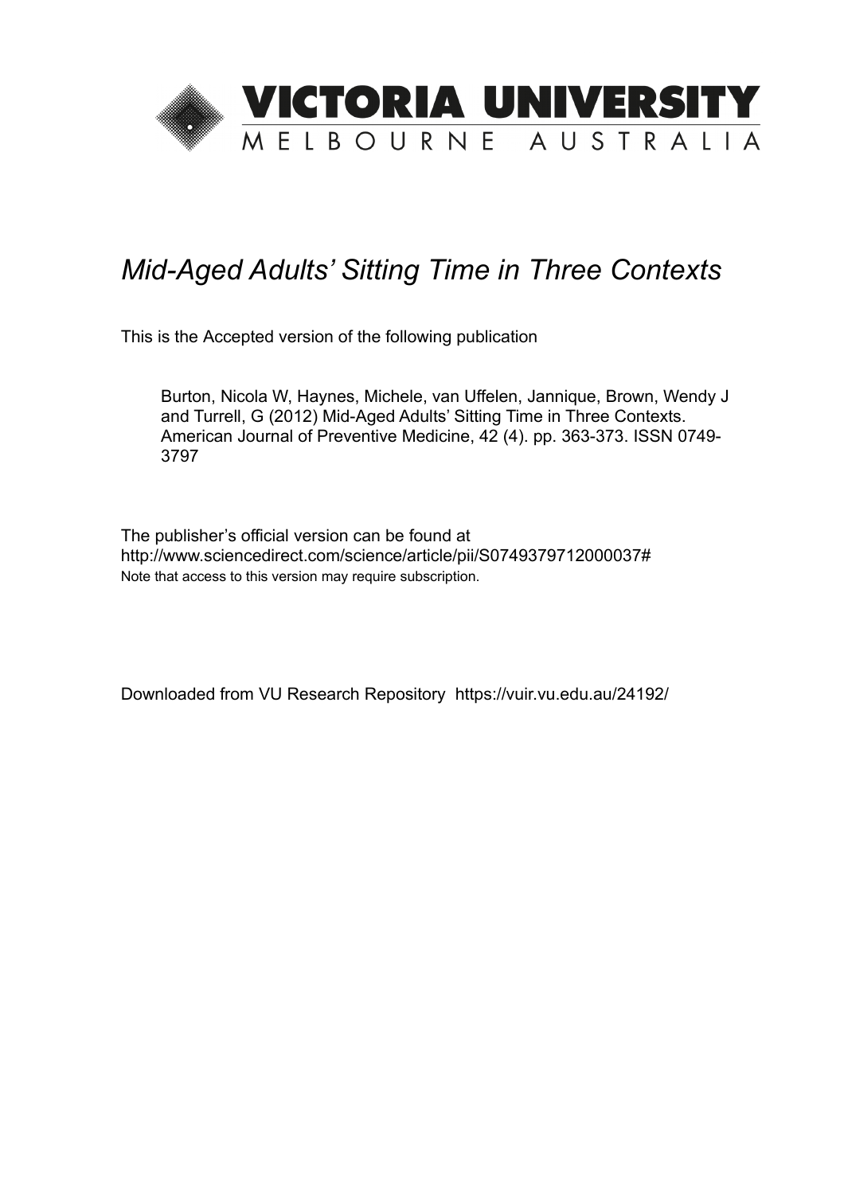# VICTORIA UNIVERSITY

MELBOURNE AUSTRALIA

*Mid-Aged Adults' Sitting Time in Three Contexts*

This is the Accepted version of the following publication

Burton, Nicola W, Haynes, Michele, van Uffelen, Jannique, Brown, Wendy J and Turrell, G (2012) Mid-Aged Adults' Sitting Time in Three Contexts. American Journal of Preventive Medicine, 42 (4). pp. 363-373. ISSN 0749-3797

The publisher's official version can be found at
http://www.sciencedirect.com/science/article/pii/S0749379712000037#
Note that access to this version may require subscription.

Downloaded from VU Research Repository https://vuir.vu.edu.au/24192/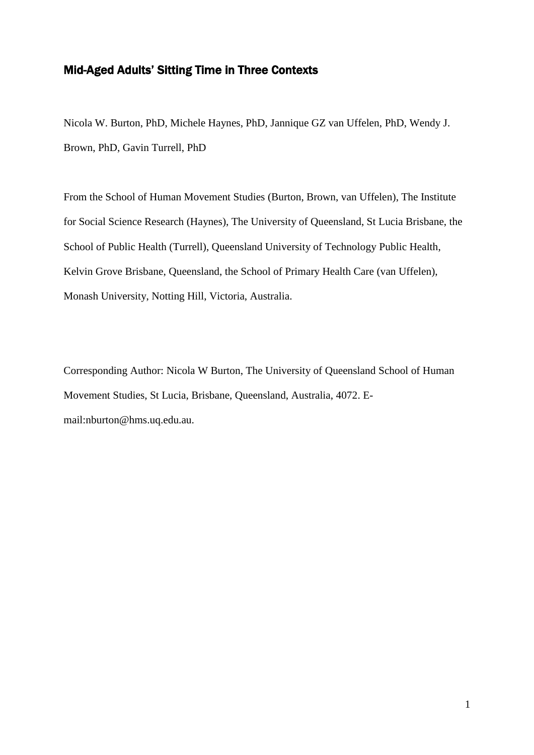# Mid-Aged Adults' Sitting Time in Three Contexts

Nicola W. Burton, PhD, Michele Haynes, PhD, Jannique GZ van Uffelen, PhD, Wendy J. Brown, PhD, Gavin Turrell, PhD

From the School of Human Movement Studies (Burton, Brown, van Uffelen), The Institute for Social Science Research (Haynes), The University of Queensland, St Lucia Brisbane, the School of Public Health (Turrell), Queensland University of Technology Public Health, Kelvin Grove Brisbane, Queensland, the School of Primary Health Care (van Uffelen), Monash University, Notting Hill, Victoria, Australia.

Corresponding Author: Nicola W Burton, The University of Queensland School of Human Movement Studies, St Lucia, Brisbane, Queensland, Australia, 4072. E-mail:nburton@hms.uq.edu.au.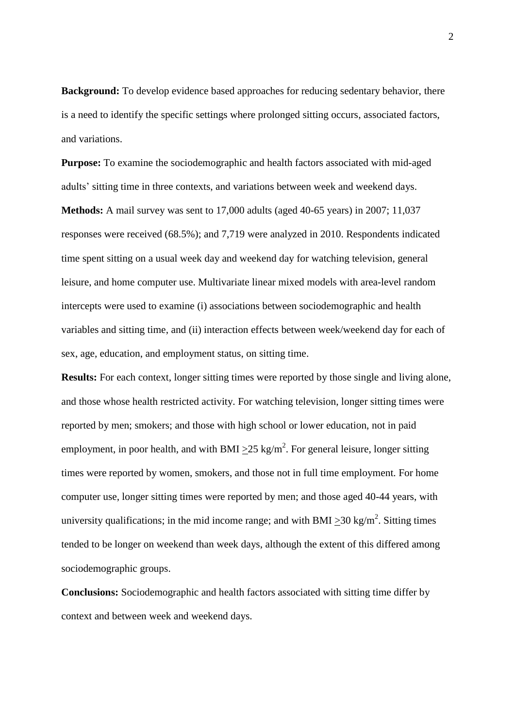**Background:** To develop evidence based approaches for reducing sedentary behavior, there is a need to identify the specific settings where prolonged sitting occurs, associated factors, and variations.

**Purpose:** To examine the sociodemographic and health factors associated with mid-aged adults' sitting time in three contexts, and variations between week and weekend days.

**Methods:** A mail survey was sent to 17,000 adults (aged 40-65 years) in 2007; 11,037 responses were received (68.5%); and 7,719 were analyzed in 2010. Respondents indicated time spent sitting on a usual week day and weekend day for watching television, general leisure, and home computer use. Multivariate linear mixed models with area-level random intercepts were used to examine (i) associations between sociodemographic and health variables and sitting time, and (ii) interaction effects between week/weekend day for each of sex, age, education, and employment status, on sitting time.

**Results:** For each context, longer sitting times were reported by those single and living alone, and those whose health restricted activity. For watching television, longer sitting times were reported by men; smokers; and those with high school or lower education, not in paid employment, in poor health, and with BMI $\geq 25$ kg/m$^2$. For general leisure, longer sitting times were reported by women, smokers, and those not in full time employment. For home computer use, longer sitting times were reported by men; and those aged 40-44 years, with university qualifications; in the mid income range; and with BMI $\geq 30$ kg/m$^2$. Sitting times tended to be longer on weekend than week days, although the extent of this differed among sociodemographic groups.

**Conclusions:** Sociodemographic and health factors associated with sitting time differ by context and between week and weekend days.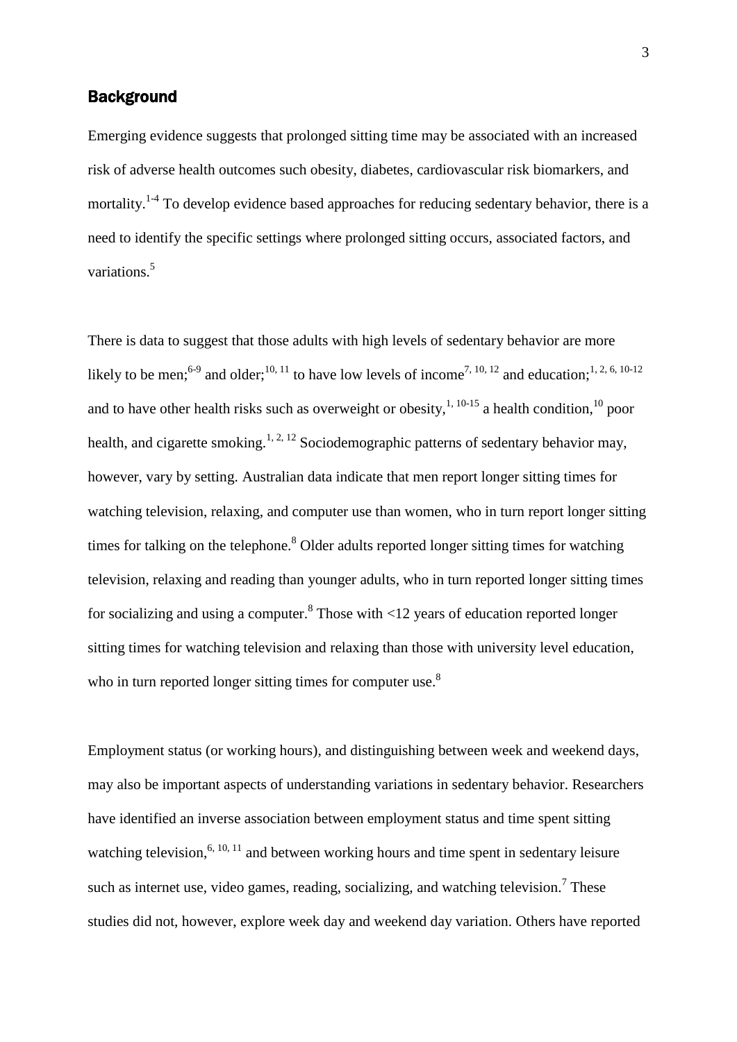## Background

Emerging evidence suggests that prolonged sitting time may be associated with an increased risk of adverse health outcomes such obesity, diabetes, cardiovascular risk biomarkers, and mortality.[1-4] To develop evidence based approaches for reducing sedentary behavior, there is a need to identify the specific settings where prolonged sitting occurs, associated factors, and variations.[5]

There is data to suggest that those adults with high levels of sedentary behavior are more likely to be men;[6-9] and older;[10, 11] to have low levels of income[7, 10, 12] and education;[1, 2, 6, 10-12] and to have other health risks such as overweight or obesity,[1, 10-15] a health condition,[10] poor health, and cigarette smoking.[1, 2, 12] Sociodemographic patterns of sedentary behavior may, however, vary by setting. Australian data indicate that men report longer sitting times for watching television, relaxing, and computer use than women, who in turn report longer sitting times for talking on the telephone.[8] Older adults reported longer sitting times for watching television, relaxing and reading than younger adults, who in turn reported longer sitting times for socializing and using a computer.[8] Those with <12 years of education reported longer sitting times for watching television and relaxing than those with university level education, who in turn reported longer sitting times for computer use.[8]

Employment status (or working hours), and distinguishing between week and weekend days, may also be important aspects of understanding variations in sedentary behavior. Researchers have identified an inverse association between employment status and time spent sitting watching television,[6, 10, 11] and between working hours and time spent in sedentary leisure such as internet use, video games, reading, socializing, and watching television.[7] These studies did not, however, explore week day and weekend day variation. Others have reported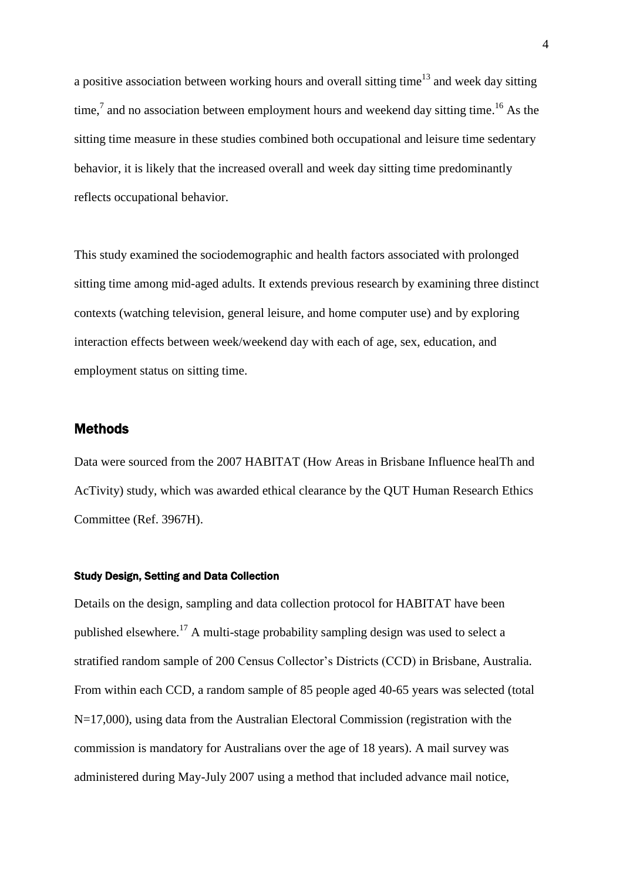a positive association between working hours and overall sitting time[13] and week day sitting time,[7] and no association between employment hours and weekend day sitting time.[16] As the sitting time measure in these studies combined both occupational and leisure time sedentary behavior, it is likely that the increased overall and week day sitting time predominantly reflects occupational behavior.

This study examined the sociodemographic and health factors associated with prolonged sitting time among mid-aged adults. It extends previous research by examining three distinct contexts (watching television, general leisure, and home computer use) and by exploring interaction effects between week/weekend day with each of age, sex, education, and employment status on sitting time.

## Methods

Data were sourced from the 2007 HABITAT (How Areas in Brisbane Influence healTh and AcTivity) study, which was awarded ethical clearance by the QUT Human Research Ethics Committee (Ref. 3967H).

### Study Design, Setting and Data Collection

Details on the design, sampling and data collection protocol for HABITAT have been published elsewhere.[17] A multi-stage probability sampling design was used to select a stratified random sample of 200 Census Collector's Districts (CCD) in Brisbane, Australia. From within each CCD, a random sample of 85 people aged 40-65 years was selected (total N=17,000), using data from the Australian Electoral Commission (registration with the commission is mandatory for Australians over the age of 18 years). A mail survey was administered during May-July 2007 using a method that included advance mail notice,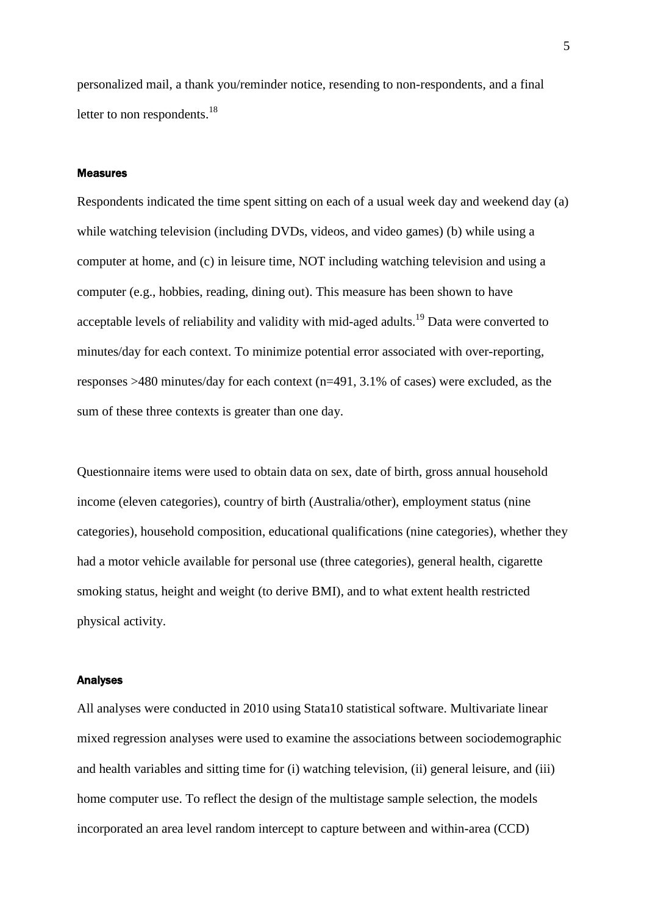personalized mail, a thank you/reminder notice, resending to non-respondents, and a final letter to non respondents.[18]

### Measures

Respondents indicated the time spent sitting on each of a usual week day and weekend day (a) while watching television (including DVDs, videos, and video games) (b) while using a computer at home, and (c) in leisure time, NOT including watching television and using a computer (e.g., hobbies, reading, dining out). This measure has been shown to have acceptable levels of reliability and validity with mid-aged adults.[19] Data were converted to minutes/day for each context. To minimize potential error associated with over-reporting, responses >480 minutes/day for each context (n=491, 3.1% of cases) were excluded, as the sum of these three contexts is greater than one day.

Questionnaire items were used to obtain data on sex, date of birth, gross annual household income (eleven categories), country of birth (Australia/other), employment status (nine categories), household composition, educational qualifications (nine categories), whether they had a motor vehicle available for personal use (three categories), general health, cigarette smoking status, height and weight (to derive BMI), and to what extent health restricted physical activity.

### Analyses

All analyses were conducted in 2010 using Stata10 statistical software. Multivariate linear mixed regression analyses were used to examine the associations between sociodemographic and health variables and sitting time for (i) watching television, (ii) general leisure, and (iii) home computer use. To reflect the design of the multistage sample selection, the models incorporated an area level random intercept to capture between and within-area (CCD)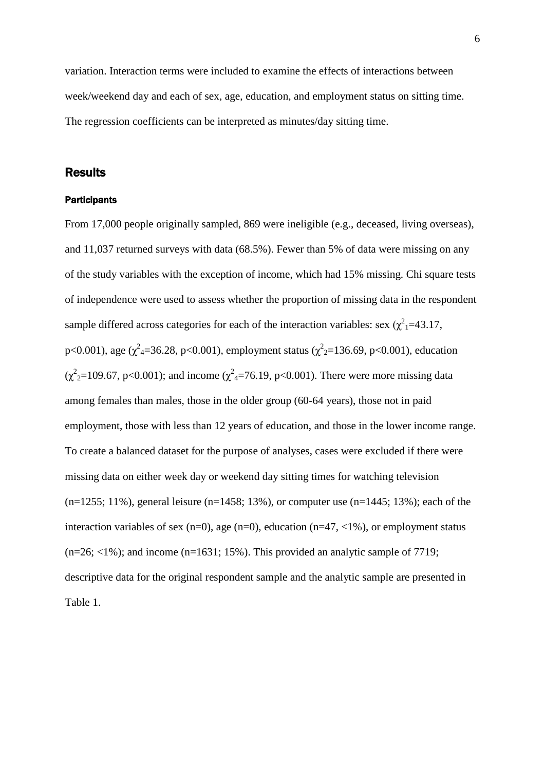variation. Interaction terms were included to examine the effects of interactions between week/weekend day and each of sex, age, education, and employment status on sitting time. The regression coefficients can be interpreted as minutes/day sitting time.

## Results

### Participants

From 17,000 people originally sampled, 869 were ineligible (e.g., deceased, living overseas), and 11,037 returned surveys with data (68.5%). Fewer than 5% of data were missing on any of the study variables with the exception of income, which had 15% missing. Chi square tests of independence were used to assess whether the proportion of missing data in the respondent sample differed across categories for each of the interaction variables: sex ($\chi^2_1$=43.17, p<0.001), age ($\chi^2_4$=36.28, p<0.001), employment status ($\chi^2_2$=136.69, p<0.001), education ($\chi^2_2$=109.67, p<0.001); and income ($\chi^2_4$=76.19, p<0.001). There were more missing data among females than males, those in the older group (60-64 years), those not in paid employment, those with less than 12 years of education, and those in the lower income range. To create a balanced dataset for the purpose of analyses, cases were excluded if there were missing data on either week day or weekend day sitting times for watching television (n=1255; 11%), general leisure (n=1458; 13%), or computer use (n=1445; 13%); each of the interaction variables of sex (n=0), age (n=0), education (n=47, <1%), or employment status (n=26; <1%); and income (n=1631; 15%). This provided an analytic sample of 7719; descriptive data for the original respondent sample and the analytic sample are presented in Table 1.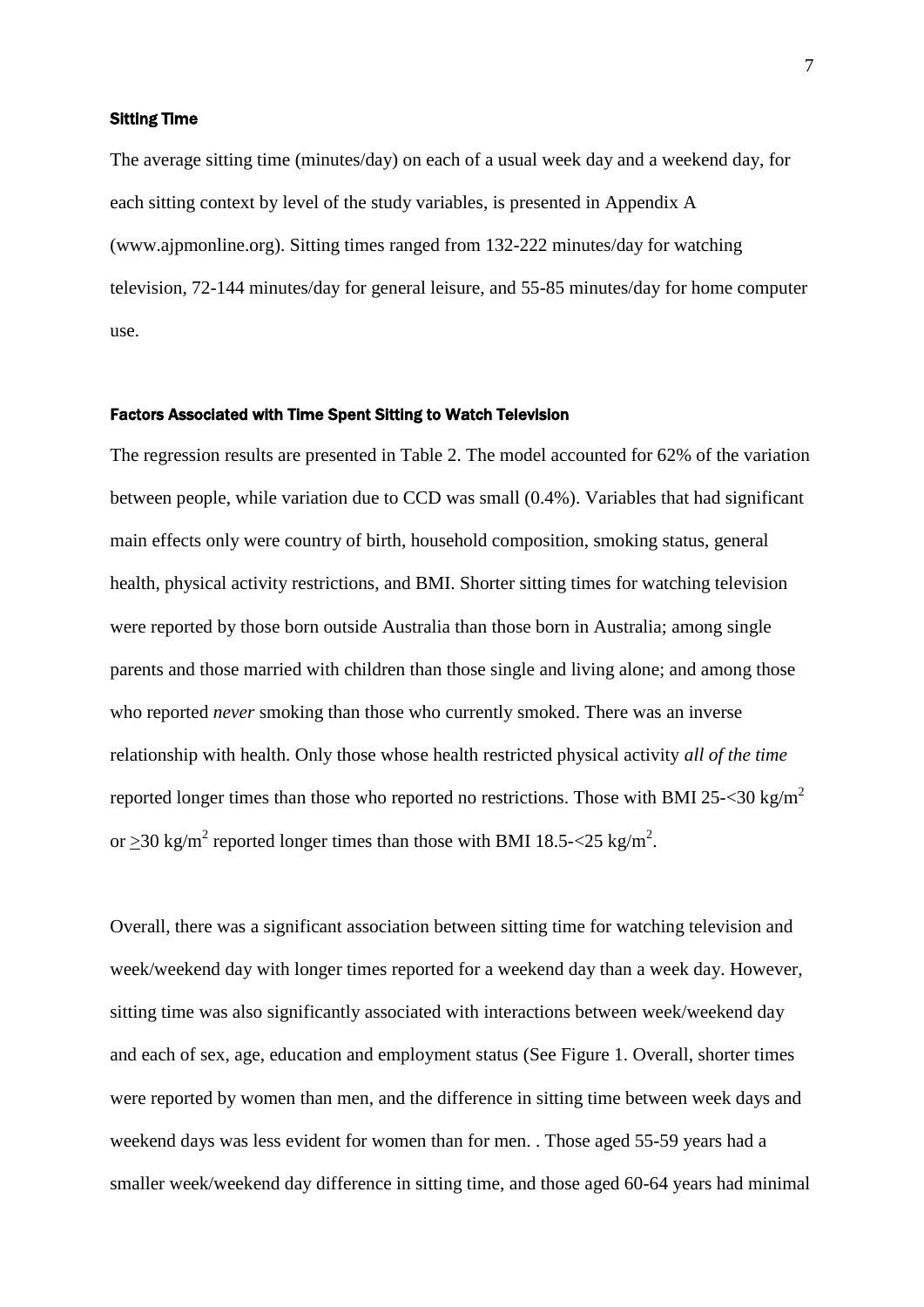### Sitting Time

The average sitting time (minutes/day) on each of a usual week day and a weekend day, for each sitting context by level of the study variables, is presented in Appendix A (www.ajpmonline.org). Sitting times ranged from 132-222 minutes/day for watching television, 72-144 minutes/day for general leisure, and 55-85 minutes/day for home computer use.

### Factors Associated with Time Spent Sitting to Watch Television

The regression results are presented in Table 2. The model accounted for 62% of the variation between people, while variation due to CCD was small (0.4%). Variables that had significant main effects only were country of birth, household composition, smoking status, general health, physical activity restrictions, and BMI. Shorter sitting times for watching television were reported by those born outside Australia than those born in Australia; among single parents and those married with children than those single and living alone; and among those who reported *never* smoking than those who currently smoked. There was an inverse relationship with health. Only those whose health restricted physical activity *all of the time* reported longer times than those who reported no restrictions. Those with BMI 25-<30 kg/m$^2$ or $\geq$30 kg/m$^2$ reported longer times than those with BMI 18.5-<25 kg/m$^2$.

Overall, there was a significant association between sitting time for watching television and week/weekend day with longer times reported for a weekend day than a week day. However, sitting time was also significantly associated with interactions between week/weekend day and each of sex, age, education and employment status (See Figure 1. Overall, shorter times were reported by women than men, and the difference in sitting time between week days and weekend days was less evident for women than for men. . Those aged 55-59 years had a smaller week/weekend day difference in sitting time, and those aged 60-64 years had minimal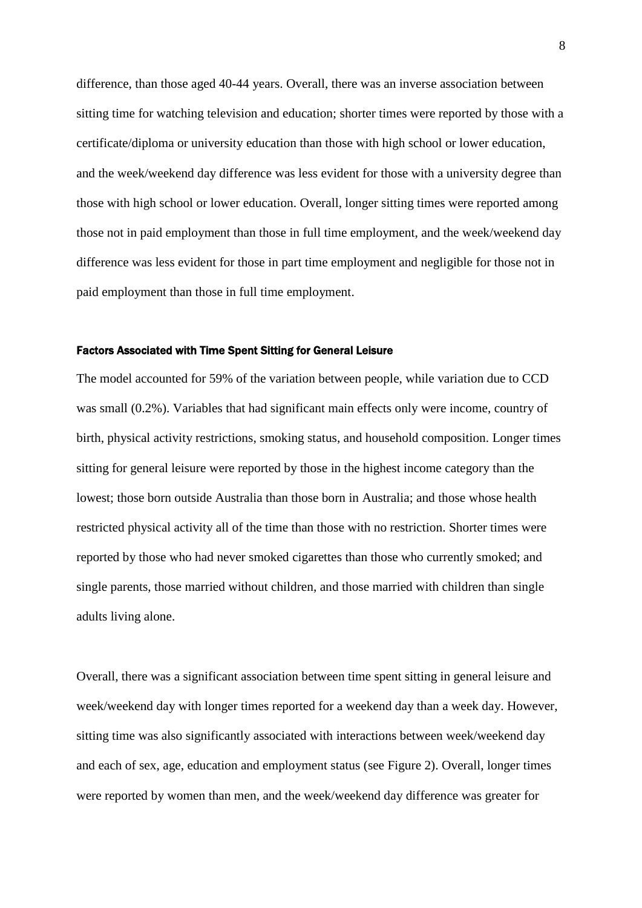difference, than those aged 40-44 years. Overall, there was an inverse association between sitting time for watching television and education; shorter times were reported by those with a certificate/diploma or university education than those with high school or lower education, and the week/weekend day difference was less evident for those with a university degree than those with high school or lower education. Overall, longer sitting times were reported among those not in paid employment than those in full time employment, and the week/weekend day difference was less evident for those in part time employment and negligible for those not in paid employment than those in full time employment.

### Factors Associated with Time Spent Sitting for General Leisure

The model accounted for 59% of the variation between people, while variation due to CCD was small (0.2%). Variables that had significant main effects only were income, country of birth, physical activity restrictions, smoking status, and household composition. Longer times sitting for general leisure were reported by those in the highest income category than the lowest; those born outside Australia than those born in Australia; and those whose health restricted physical activity all of the time than those with no restriction. Shorter times were reported by those who had never smoked cigarettes than those who currently smoked; and single parents, those married without children, and those married with children than single adults living alone.

Overall, there was a significant association between time spent sitting in general leisure and week/weekend day with longer times reported for a weekend day than a week day. However, sitting time was also significantly associated with interactions between week/weekend day and each of sex, age, education and employment status (see Figure 2). Overall, longer times were reported by women than men, and the week/weekend day difference was greater for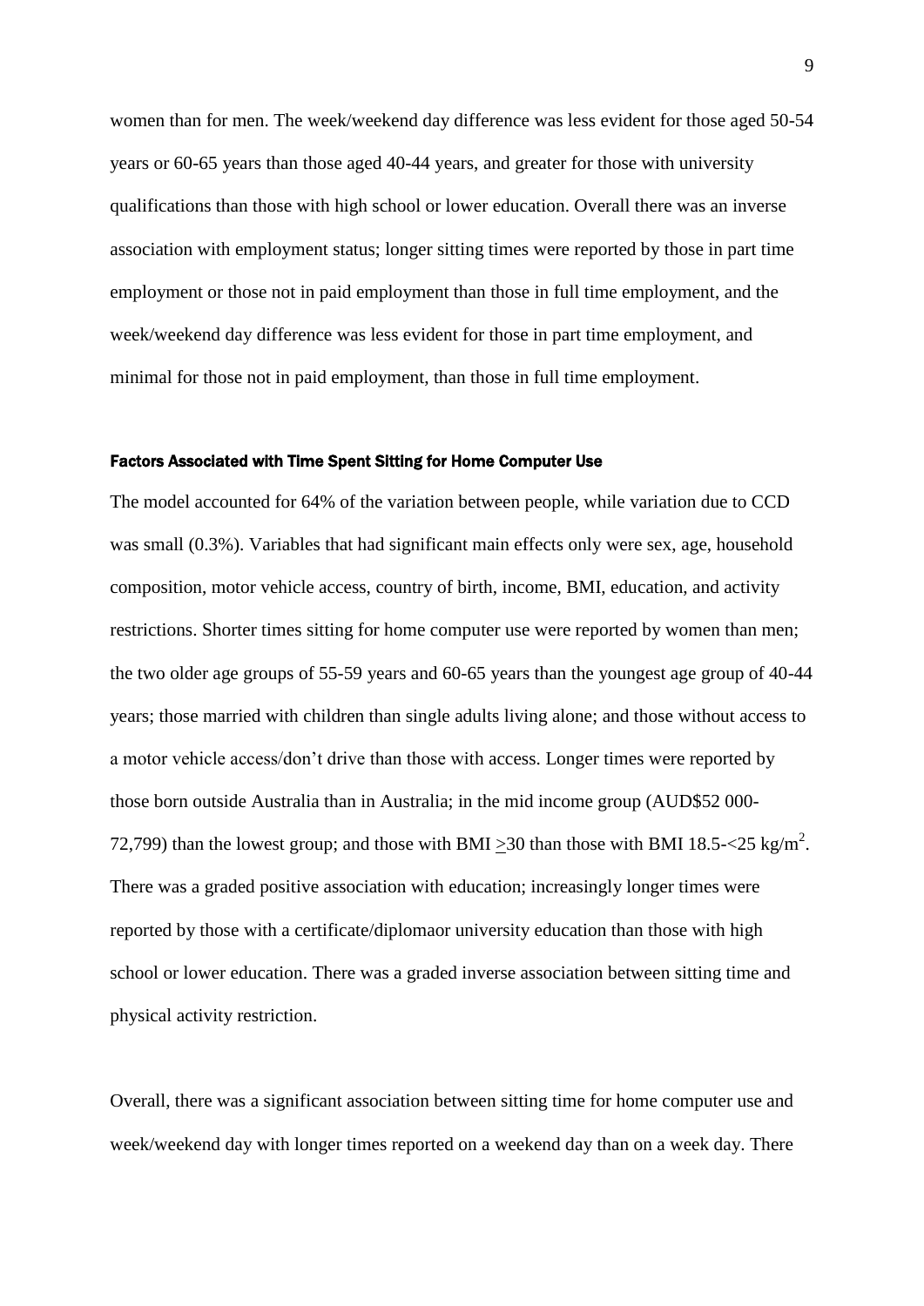women than for men. The week/weekend day difference was less evident for those aged 50-54 years or 60-65 years than those aged 40-44 years, and greater for those with university qualifications than those with high school or lower education. Overall there was an inverse association with employment status; longer sitting times were reported by those in part time employment or those not in paid employment than those in full time employment, and the week/weekend day difference was less evident for those in part time employment, and minimal for those not in paid employment, than those in full time employment.

#### Factors Associated with Time Spent Sitting for Home Computer Use

The model accounted for 64% of the variation between people, while variation due to CCD was small (0.3%). Variables that had significant main effects only were sex, age, household composition, motor vehicle access, country of birth, income, BMI, education, and activity restrictions. Shorter times sitting for home computer use were reported by women than men; the two older age groups of 55-59 years and 60-65 years than the youngest age group of 40-44 years; those married with children than single adults living alone; and those without access to a motor vehicle access/don't drive than those with access. Longer times were reported by those born outside Australia than in Australia; in the mid income group (AUD$52 000-72,799) than the lowest group; and those with BMI $\geq$30 than those with BMI 18.5-<25 kg/m$^2$. There was a graded positive association with education; increasingly longer times were reported by those with a certificate/diplomaor university education than those with high school or lower education. There was a graded inverse association between sitting time and physical activity restriction.

Overall, there was a significant association between sitting time for home computer use and week/weekend day with longer times reported on a weekend day than on a week day. There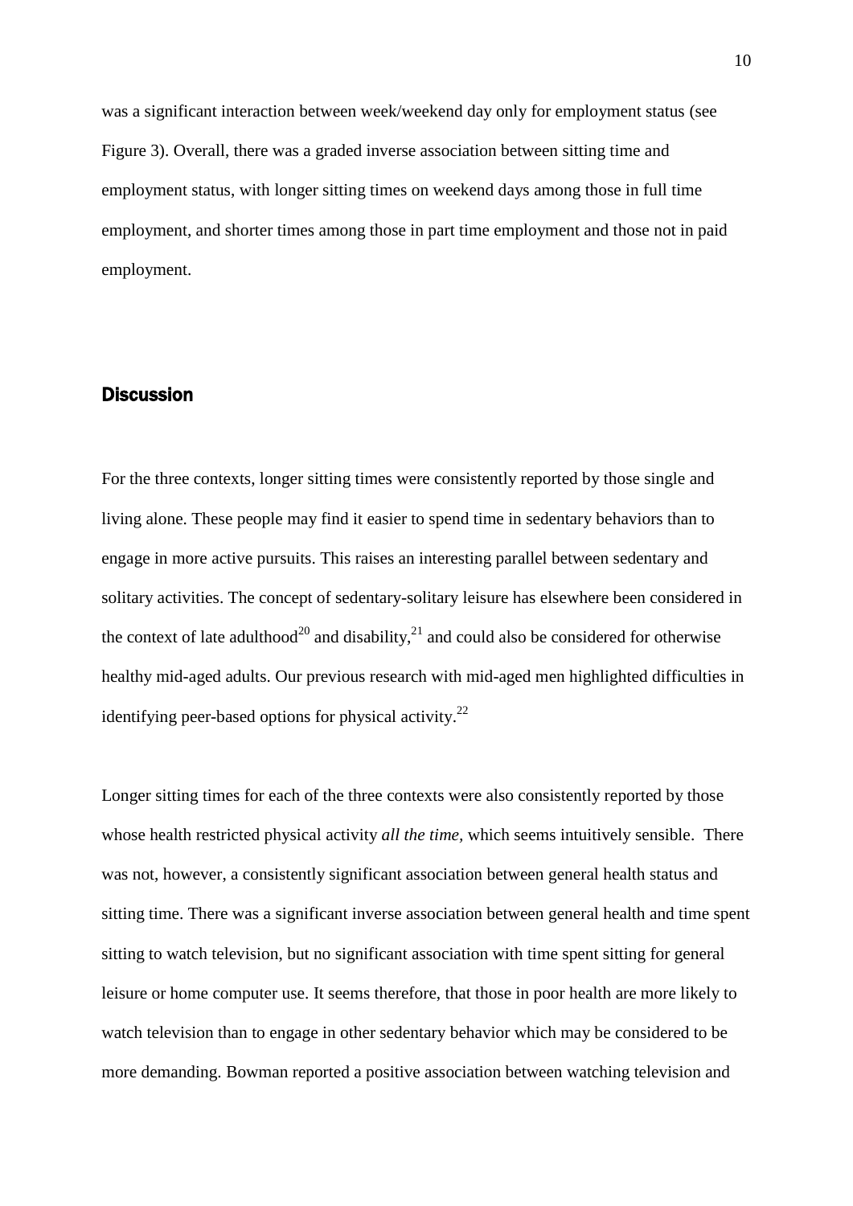was a significant interaction between week/weekend day only for employment status (see Figure 3). Overall, there was a graded inverse association between sitting time and employment status, with longer sitting times on weekend days among those in full time employment, and shorter times among those in part time employment and those not in paid employment.

## Discussion

For the three contexts, longer sitting times were consistently reported by those single and living alone. These people may find it easier to spend time in sedentary behaviors than to engage in more active pursuits. This raises an interesting parallel between sedentary and solitary activities. The concept of sedentary-solitary leisure has elsewhere been considered in the context of late adulthood[20] and disability,[21] and could also be considered for otherwise healthy mid-aged adults. Our previous research with mid-aged men highlighted difficulties in identifying peer-based options for physical activity.[22]

Longer sitting times for each of the three contexts were also consistently reported by those whose health restricted physical activity *all the time*, which seems intuitively sensible. There was not, however, a consistently significant association between general health status and sitting time. There was a significant inverse association between general health and time spent sitting to watch television, but no significant association with time spent sitting for general leisure or home computer use. It seems therefore, that those in poor health are more likely to watch television than to engage in other sedentary behavior which may be considered to be more demanding. Bowman reported a positive association between watching television and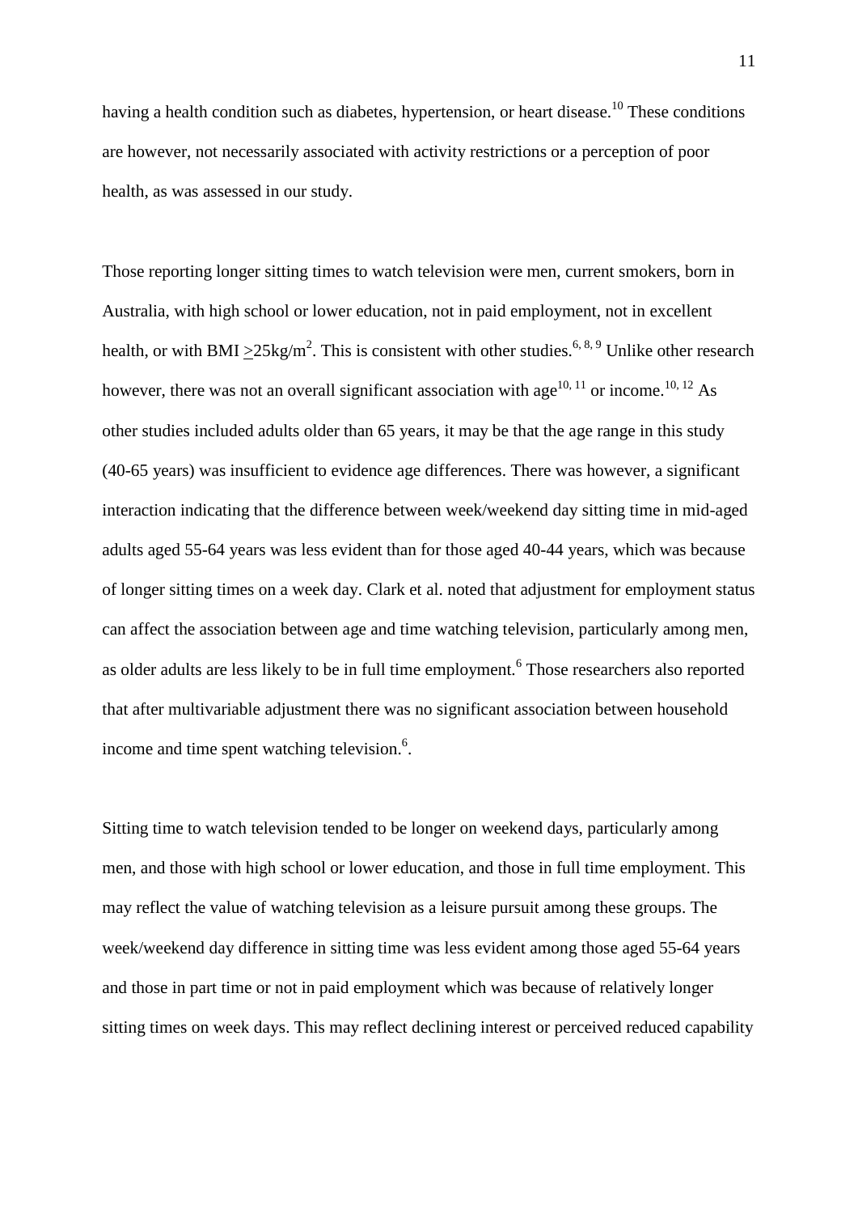having a health condition such as diabetes, hypertension, or heart disease.[10] These conditions are however, not necessarily associated with activity restrictions or a perception of poor health, as was assessed in our study.

Those reporting longer sitting times to watch television were men, current smokers, born in Australia, with high school or lower education, not in paid employment, not in excellent health, or with BMI $\geq 25 kg/m^2$. This is consistent with other studies.[6, 8, 9] Unlike other research however, there was not an overall significant association with age[10, 11] or income.[10, 12] As other studies included adults older than 65 years, it may be that the age range in this study (40-65 years) was insufficient to evidence age differences. There was however, a significant interaction indicating that the difference between week/weekend day sitting time in mid-aged adults aged 55-64 years was less evident than for those aged 40-44 years, which was because of longer sitting times on a week day. Clark et al. noted that adjustment for employment status can affect the association between age and time watching television, particularly among men, as older adults are less likely to be in full time employment.[6] Those researchers also reported that after multivariable adjustment there was no significant association between household income and time spent watching television.[6].

Sitting time to watch television tended to be longer on weekend days, particularly among men, and those with high school or lower education, and those in full time employment. This may reflect the value of watching television as a leisure pursuit among these groups. The week/weekend day difference in sitting time was less evident among those aged 55-64 years and those in part time or not in paid employment which was because of relatively longer sitting times on week days. This may reflect declining interest or perceived reduced capability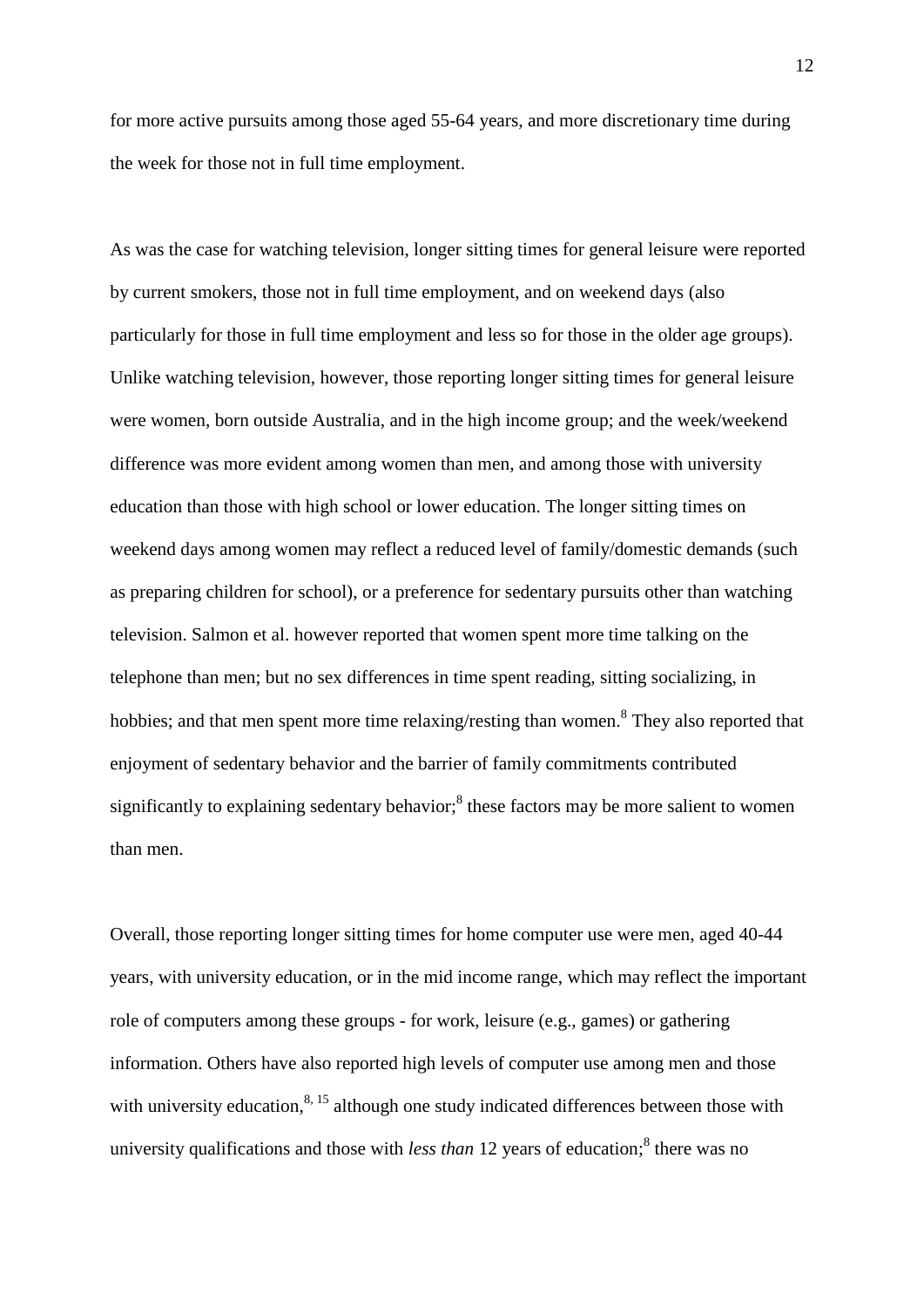for more active pursuits among those aged 55-64 years, and more discretionary time during the week for those not in full time employment.

As was the case for watching television, longer sitting times for general leisure were reported by current smokers, those not in full time employment, and on weekend days (also particularly for those in full time employment and less so for those in the older age groups). Unlike watching television, however, those reporting longer sitting times for general leisure were women, born outside Australia, and in the high income group; and the week/weekend difference was more evident among women than men, and among those with university education than those with high school or lower education. The longer sitting times on weekend days among women may reflect a reduced level of family/domestic demands (such as preparing children for school), or a preference for sedentary pursuits other than watching television. Salmon et al. however reported that women spent more time talking on the telephone than men; but no sex differences in time spent reading, sitting socializing, in hobbies; and that men spent more time relaxing/resting than women.[8] They also reported that enjoyment of sedentary behavior and the barrier of family commitments contributed significantly to explaining sedentary behavior;[8] these factors may be more salient to women than men.

Overall, those reporting longer sitting times for home computer use were men, aged 40-44 years, with university education, or in the mid income range, which may reflect the important role of computers among these groups - for work, leisure (e.g., games) or gathering information. Others have also reported high levels of computer use among men and those with university education,[8, 15] although one study indicated differences between those with university qualifications and those with *less than* 12 years of education;[8] there was no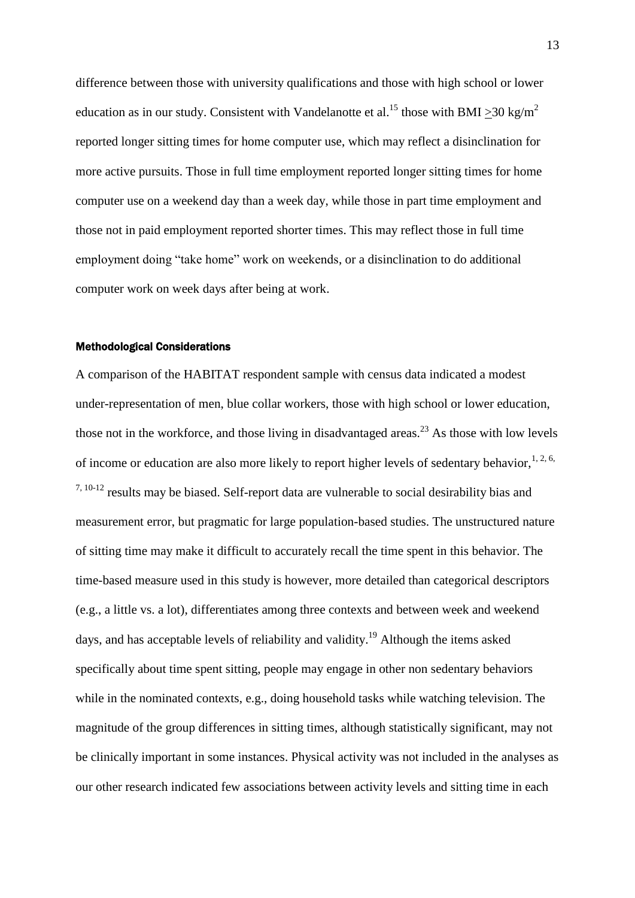difference between those with university qualifications and those with high school or lower education as in our study. Consistent with Vandelanotte et al.[15] those with BMI $\geq$30 kg/m$^2$ reported longer sitting times for home computer use, which may reflect a disinclination for more active pursuits. Those in full time employment reported longer sitting times for home computer use on a weekend day than a week day, while those in part time employment and those not in paid employment reported shorter times. This may reflect those in full time employment doing “take home” work on weekends, or a disinclination to do additional computer work on week days after being at work.

#### Methodological Considerations

A comparison of the HABITAT respondent sample with census data indicated a modest under-representation of men, blue collar workers, those with high school or lower education, those not in the workforce, and those living in disadvantaged areas.[23] As those with low levels of income or education are also more likely to report higher levels of sedentary behavior,[1, 2, 6, 7, 10-12] results may be biased. Self-report data are vulnerable to social desirability bias and measurement error, but pragmatic for large population-based studies. The unstructured nature of sitting time may make it difficult to accurately recall the time spent in this behavior. The time-based measure used in this study is however, more detailed than categorical descriptors (e.g., a little vs. a lot), differentiates among three contexts and between week and weekend days, and has acceptable levels of reliability and validity.[19] Although the items asked specifically about time spent sitting, people may engage in other non sedentary behaviors while in the nominated contexts, e.g., doing household tasks while watching television. The magnitude of the group differences in sitting times, although statistically significant, may not be clinically important in some instances. Physical activity was not included in the analyses as our other research indicated few associations between activity levels and sitting time in each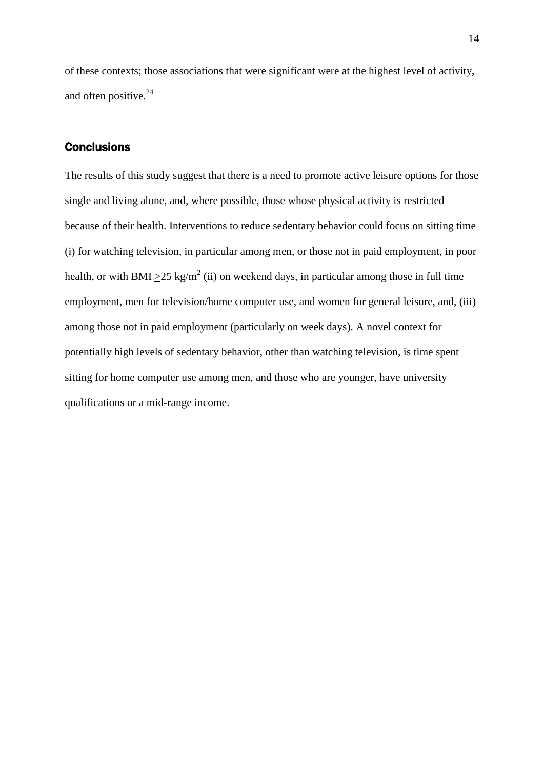of these contexts; those associations that were significant were at the highest level of activity, and often positive.[24]

## Conclusions

The results of this study suggest that there is a need to promote active leisure options for those single and living alone, and, where possible, those whose physical activity is restricted because of their health. Interventions to reduce sedentary behavior could focus on sitting time (i) for watching television, in particular among men, or those not in paid employment, in poor health, or with BMI $\geq$25 kg/m$^2$ (ii) on weekend days, in particular among those in full time employment, men for television/home computer use, and women for general leisure, and, (iii) among those not in paid employment (particularly on week days). A novel context for potentially high levels of sedentary behavior, other than watching television, is time spent sitting for home computer use among men, and those who are younger, have university qualifications or a mid-range income.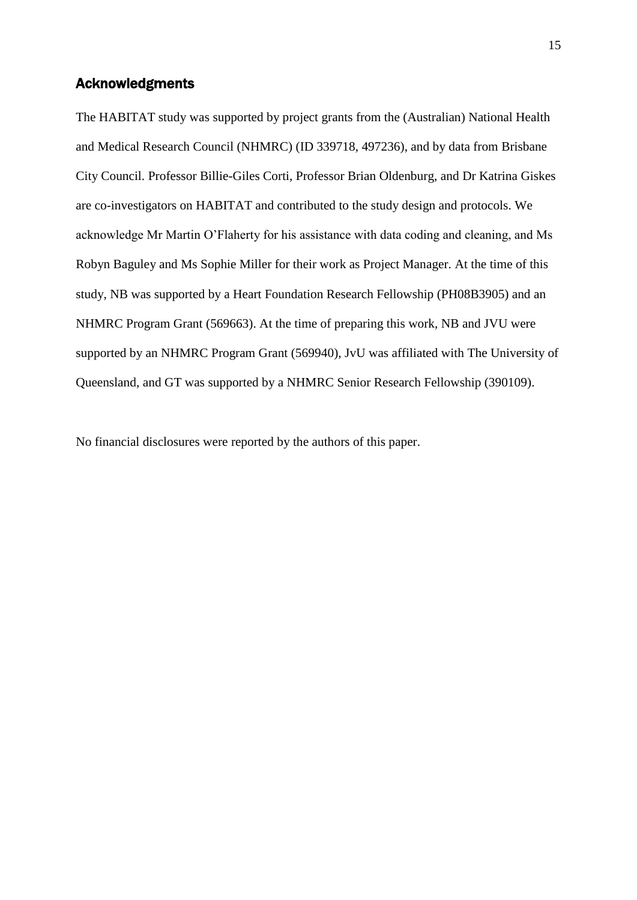## Acknowledgments

The HABITAT study was supported by project grants from the (Australian) National Health and Medical Research Council (NHMRC) (ID 339718, 497236), and by data from Brisbane City Council. Professor Billie-Giles Corti, Professor Brian Oldenburg, and Dr Katrina Giskes are co-investigators on HABITAT and contributed to the study design and protocols. We acknowledge Mr Martin O'Flaherty for his assistance with data coding and cleaning, and Ms Robyn Baguley and Ms Sophie Miller for their work as Project Manager. At the time of this study, NB was supported by a Heart Foundation Research Fellowship (PH08B3905) and an NHMRC Program Grant (569663). At the time of preparing this work, NB and JVU were supported by an NHMRC Program Grant (569940), JvU was affiliated with The University of Queensland, and GT was supported by a NHMRC Senior Research Fellowship (390109).

No financial disclosures were reported by the authors of this paper.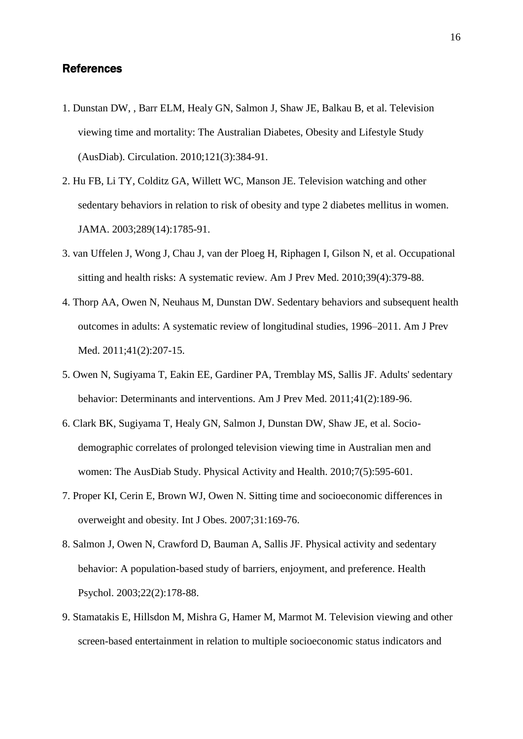## References

1. Dunstan DW, , Barr ELM, Healy GN, Salmon J, Shaw JE, Balkau B, et al. Television viewing time and mortality: The Australian Diabetes, Obesity and Lifestyle Study (AusDiab). Circulation. 2010;121(3):384-91.
2. Hu FB, Li TY, Colditz GA, Willett WC, Manson JE. Television watching and other sedentary behaviors in relation to risk of obesity and type 2 diabetes mellitus in women. JAMA. 2003;289(14):1785-91.
3. van Uffelen J, Wong J, Chau J, van der Ploeg H, Riphagen I, Gilson N, et al. Occupational sitting and health risks: A systematic review. Am J Prev Med. 2010;39(4):379-88.
4. Thorp AA, Owen N, Neuhaus M, Dunstan DW. Sedentary behaviors and subsequent health outcomes in adults: A systematic review of longitudinal studies, 1996–2011. Am J Prev Med. 2011;41(2):207-15.
5. Owen N, Sugiyama T, Eakin EE, Gardiner PA, Tremblay MS, Sallis JF. Adults' sedentary behavior: Determinants and interventions. Am J Prev Med. 2011;41(2):189-96.
6. Clark BK, Sugiyama T, Healy GN, Salmon J, Dunstan DW, Shaw JE, et al. Socio-demographic correlates of prolonged television viewing time in Australian men and women: The AusDiab Study. Physical Activity and Health. 2010;7(5):595-601.
7. Proper KI, Cerin E, Brown WJ, Owen N. Sitting time and socioeconomic differences in overweight and obesity. Int J Obes. 2007;31:169-76.
8. Salmon J, Owen N, Crawford D, Bauman A, Sallis JF. Physical activity and sedentary behavior: A population-based study of barriers, enjoyment, and preference. Health Psychol. 2003;22(2):178-88.
9. Stamatakis E, Hillsdon M, Mishra G, Hamer M, Marmot M. Television viewing and other screen-based entertainment in relation to multiple socioeconomic status indicators and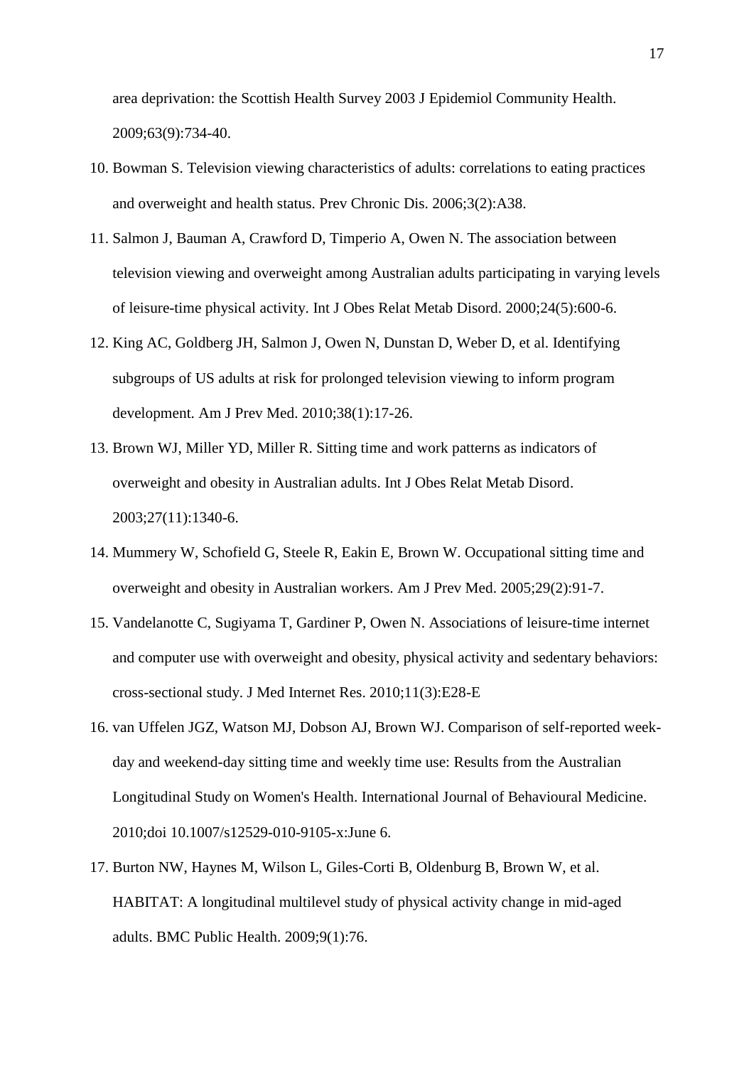area deprivation: the Scottish Health Survey 2003 J Epidemiol Community Health. 2009;63(9):734-40.

10. Bowman S. Television viewing characteristics of adults: correlations to eating practices and overweight and health status. Prev Chronic Dis. 2006;3(2):A38.
11. Salmon J, Bauman A, Crawford D, Timperio A, Owen N. The association between television viewing and overweight among Australian adults participating in varying levels of leisure-time physical activity. Int J Obes Relat Metab Disord. 2000;24(5):600-6.
12. King AC, Goldberg JH, Salmon J, Owen N, Dunstan D, Weber D, et al. Identifying subgroups of US adults at risk for prolonged television viewing to inform program development. Am J Prev Med. 2010;38(1):17-26.
13. Brown WJ, Miller YD, Miller R. Sitting time and work patterns as indicators of overweight and obesity in Australian adults. Int J Obes Relat Metab Disord. 2003;27(11):1340-6.
14. Mummery W, Schofield G, Steele R, Eakin E, Brown W. Occupational sitting time and overweight and obesity in Australian workers. Am J Prev Med. 2005;29(2):91-7.
15. Vandelanotte C, Sugiyama T, Gardiner P, Owen N. Associations of leisure-time internet and computer use with overweight and obesity, physical activity and sedentary behaviors: cross-sectional study. J Med Internet Res. 2010;11(3):E28-E
16. van Uffelen JGZ, Watson MJ, Dobson AJ, Brown WJ. Comparison of self-reported week-day and weekend-day sitting time and weekly time use: Results from the Australian Longitudinal Study on Women's Health. International Journal of Behavioural Medicine. 2010;doi 10.1007/s12529-010-9105-x:June 6.
17. Burton NW, Haynes M, Wilson L, Giles-Corti B, Oldenburg B, Brown W, et al. HABITAT: A longitudinal multilevel study of physical activity change in mid-aged adults. BMC Public Health. 2009;9(1):76.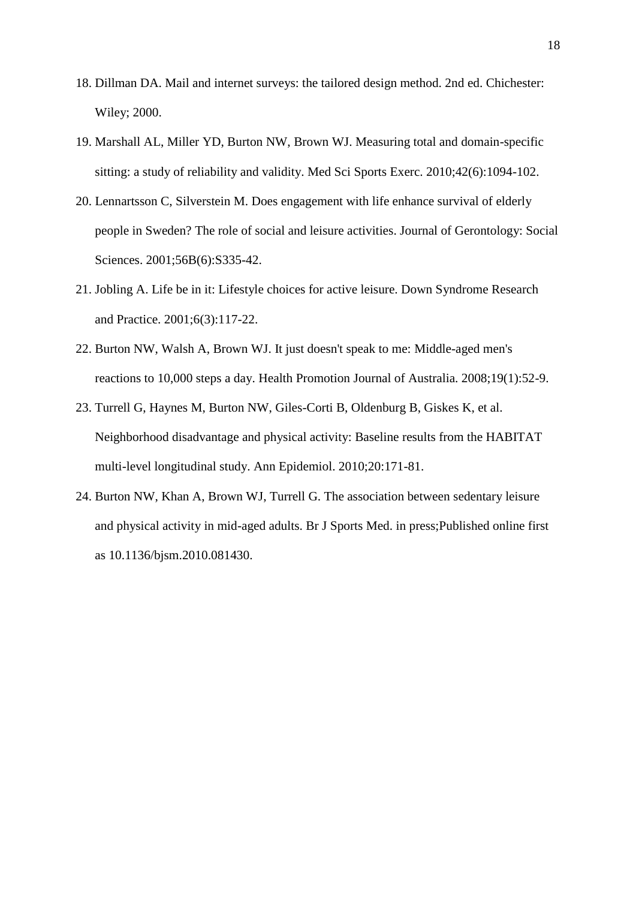18. Dillman DA. Mail and internet surveys: the tailored design method. 2nd ed. Chichester: Wiley; 2000.
19. Marshall AL, Miller YD, Burton NW, Brown WJ. Measuring total and domain-specific sitting: a study of reliability and validity. Med Sci Sports Exerc. 2010;42(6):1094-102.
20. Lennartsson C, Silverstein M. Does engagement with life enhance survival of elderly people in Sweden? The role of social and leisure activities. Journal of Gerontology: Social Sciences. 2001;56B(6):S335-42.
21. Jobling A. Life be in it: Lifestyle choices for active leisure. Down Syndrome Research and Practice. 2001;6(3):117-22.
22. Burton NW, Walsh A, Brown WJ. It just doesn't speak to me: Middle-aged men's reactions to 10,000 steps a day. Health Promotion Journal of Australia. 2008;19(1):52-9.
23. Turrell G, Haynes M, Burton NW, Giles-Corti B, Oldenburg B, Giskes K, et al. Neighborhood disadvantage and physical activity: Baseline results from the HABITAT multi-level longitudinal study. Ann Epidemiol. 2010;20:171-81.
24. Burton NW, Khan A, Brown WJ, Turrell G. The association between sedentary leisure and physical activity in mid-aged adults. Br J Sports Med. in press;Published online first as 10.1136/bjsm.2010.081430.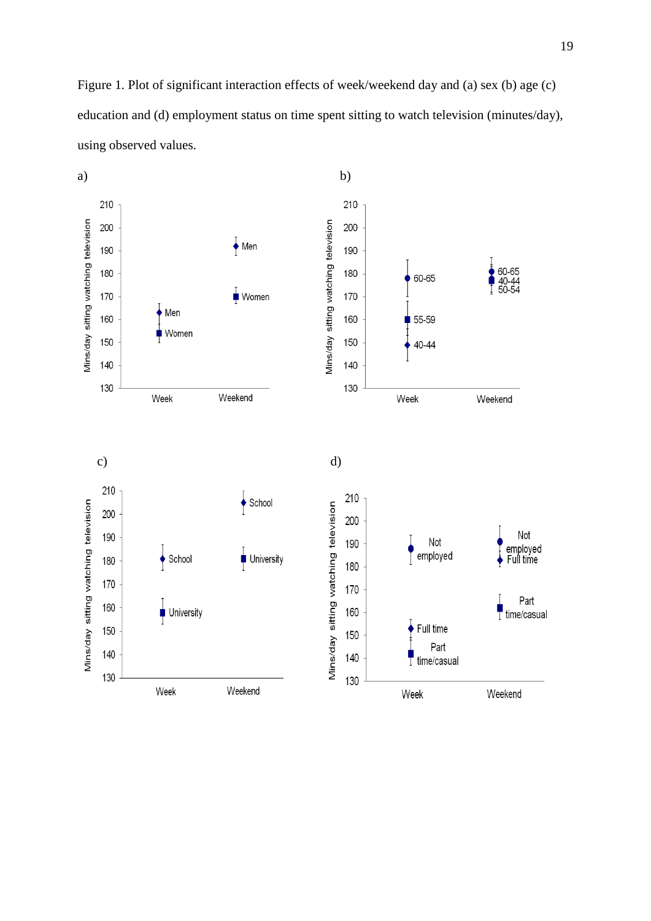Figure 1. Plot of significant interaction effects of week/weekend day and (a) sex (b) age (c) education and (d) employment status on time spent sitting to watch television (minutes/day), using observed values.

a)

b)

c)

d)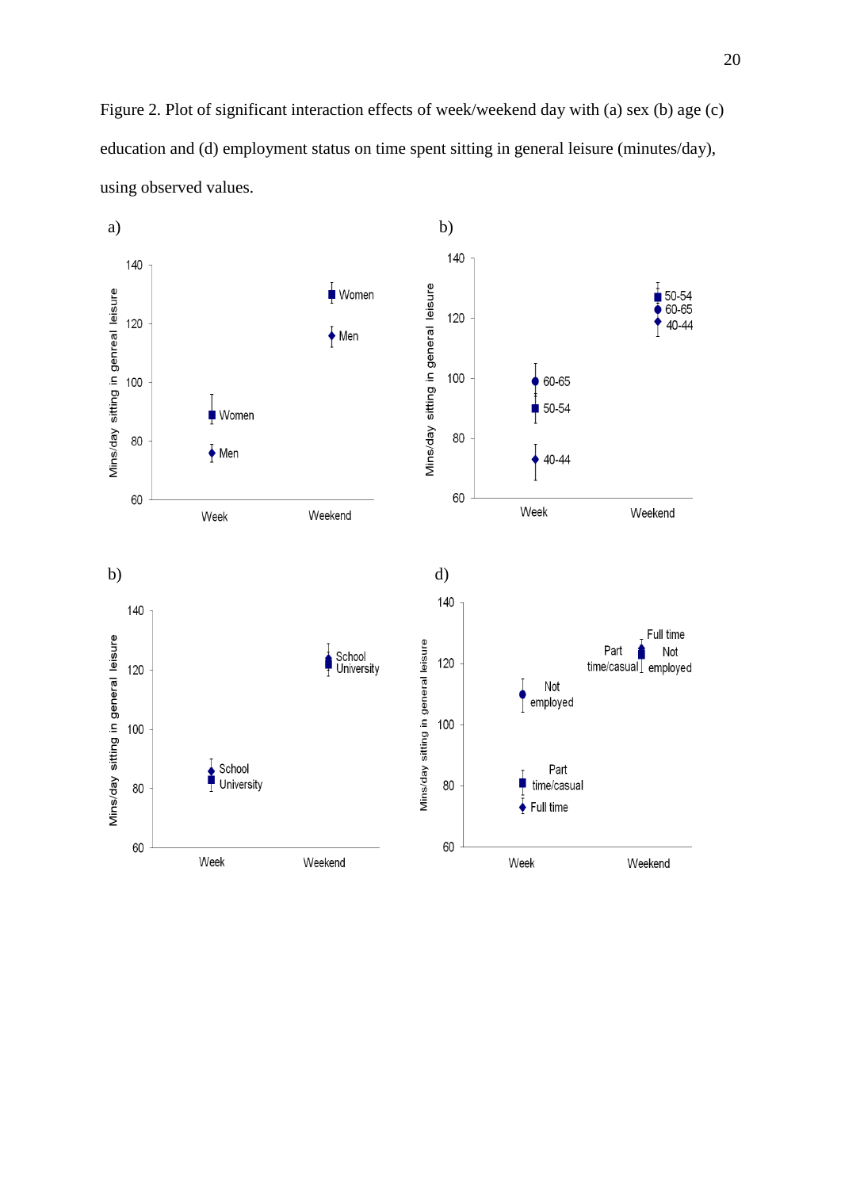Figure 2. Plot of significant interaction effects of week/weekend day with (a) sex (b) age (c) education and (d) employment status on time spent sitting in general leisure (minutes/day), using observed values.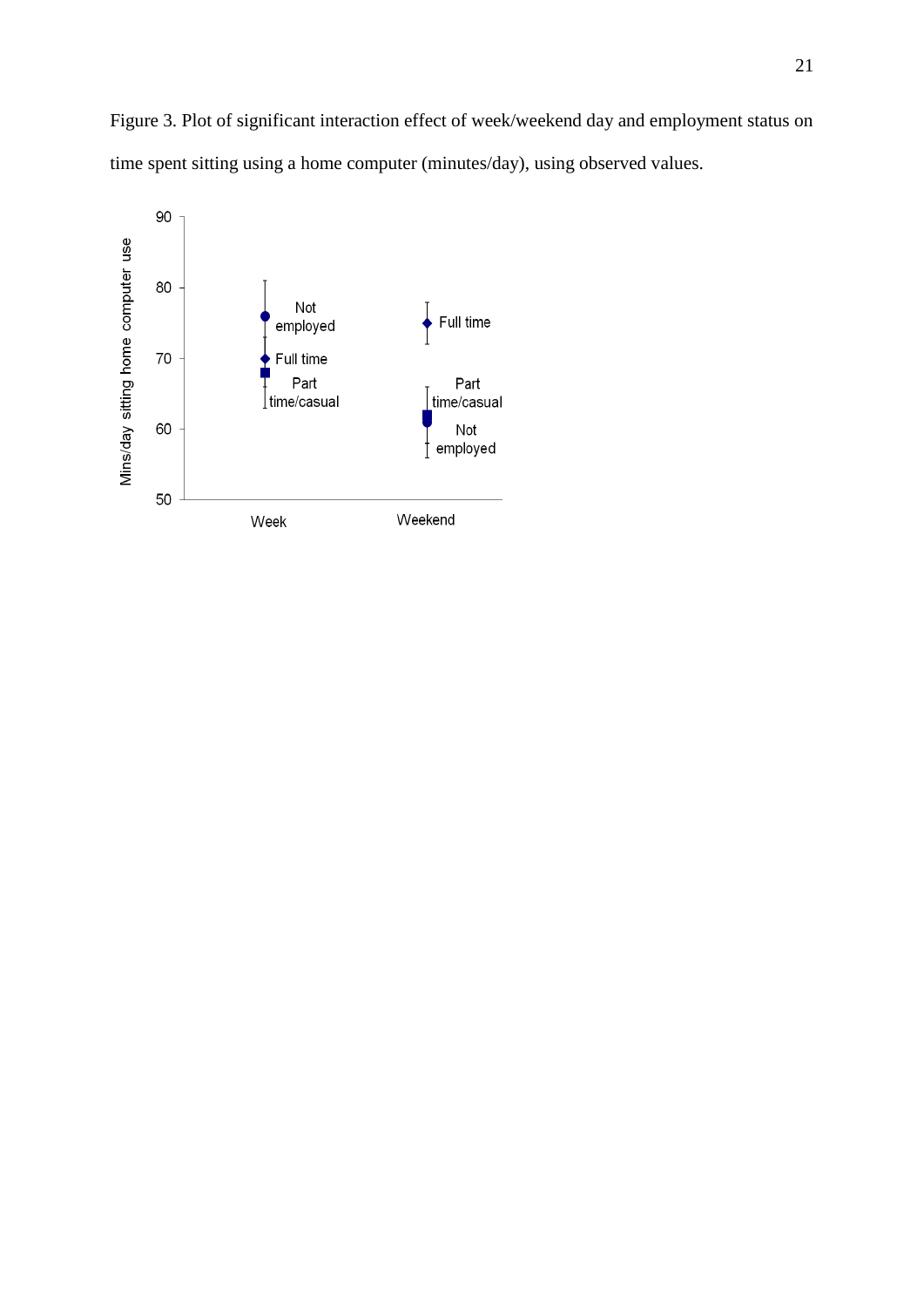Figure 3. Plot of significant interaction effect of week/weekend day and employment status on time spent sitting using a home computer (minutes/day), using observed values.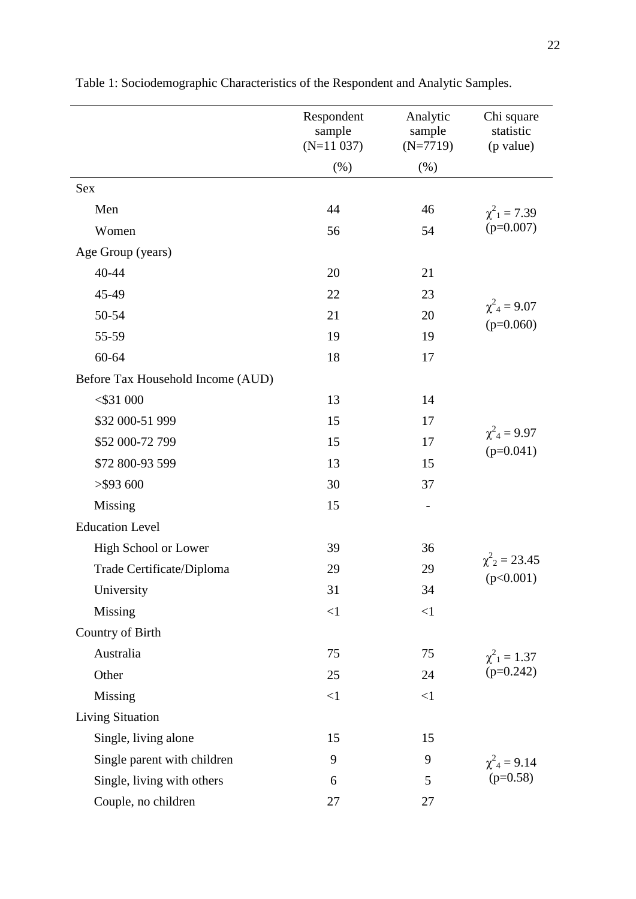Table 1: Sociodemographic Characteristics of the Respondent and Analytic Samples.

| | Respondent sample (N=11 037) | Analytic sample (N=7719) | Chi square statistic (p value) |
|---|---|---|---|
| | (%) | (%) | |
| Sex | | | |
| Men | 44 | 46 | $\chi^2_1 = 7.39$ (p=0.007) |
| Women | 56 | 54 | |
| Age Group (years) | | | |
| 40-44 | 20 | 21 | $\chi^2_4 = 9.07$ (p=0.060) |
| 45-49 | 22 | 23 | |
| 50-54 | 21 | 20 | |
| 55-59 | 19 | 19 | |
| 60-64 | 18 | 17 | |
| Before Tax Household Income (AUD) | | | |
| <$31 000 | 13 | 14 | $\chi^2_4 = 9.97$ (p=0.041) |
| $32 000-51 999 | 15 | 17 | |
| $52 000-72 799 | 15 | 17 | |
| $72 800-93 599 | 13 | 15 | |
| >$93 600 | 30 | 37 | |
| Missing | 15 | - | |
| Education Level | | | |
| High School or Lower | 39 | 36 | $\chi^2_2 = 23.45$ (p<0.001) |
| Trade Certificate/Diploma | 29 | 29 | |
| University | 31 | 34 | |
| Missing | <1 | <1 | |
| Country of Birth | | | |
| Australia | 75 | 75 | $\chi^2_1 = 1.37$ (p=0.242) |
| Other | 25 | 24 | |
| Missing | <1 | <1 | |
| Living Situation | | | |
| Single, living alone | 15 | 15 | $\chi^2_4 = 9.14$ (p=0.58) |
| Single parent with children | 9 | 9 | |
| Single, living with others | 6 | 5 | |
| Couple, no children | 27 | 27 | |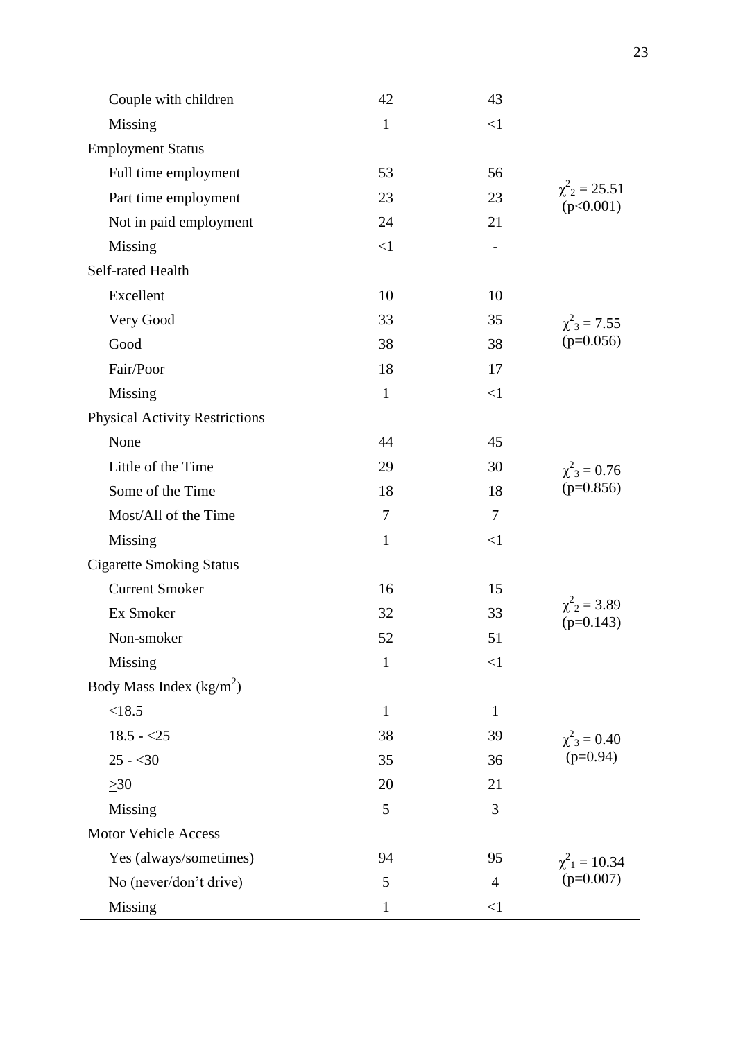| | | | |
|---|---|---|---|
| Couple with children | 42 | 43 | |
| Missing | 1 | <1 | |
| Employment Status | | | |
| Full time employment | 53 | 56 | $\chi^2_2 = 25.51$ ($p<0.001$) |
| Part time employment | 23 | 23 | |
| Not in paid employment | 24 | 21 | |
| Missing | <1 | - | |
| Self-rated Health | | | |
| Excellent | 10 | 10 | $\chi^2_3 = 7.55$ ($p=0.056$) |
| Very Good | 33 | 35 | |
| Good | 38 | 38 | |
| Fair/Poor | 18 | 17 | |
| Missing | 1 | <1 | |
| Physical Activity Restrictions | | | |
| None | 44 | 45 | $\chi^2_3 = 0.76$ ($p=0.856$) |
| Little of the Time | 29 | 30 | |
| Some of the Time | 18 | 18 | |
| Most/All of the Time | 7 | 7 | |
| Missing | 1 | <1 | |
| Cigarette Smoking Status | | | |
| Current Smoker | 16 | 15 | $\chi^2_2 = 3.89$ ($p=0.143$) |
| Ex Smoker | 32 | 33 | |
| Non-smoker | 52 | 51 | |
| Missing | 1 | <1 | |
| Body Mass Index ($kg/m^2$) | | | |
| <18.5 | 1 | 1 | $\chi^2_3 = 0.40$ ($p=0.94$) |
| 18.5 - <25 | 38 | 39 | |
| 25 - <30 | 35 | 36 | |
| $\geq$30 | 20 | 21 | |
| Missing | 5 | 3 | |
| Motor Vehicle Access | | | |
| Yes (always/sometimes) | 94 | 95 | $\chi^2_1 = 10.34$ ($p=0.007$) |
| No (never/don't drive) | 5 | 4 | |
| Missing | 1 | <1 | |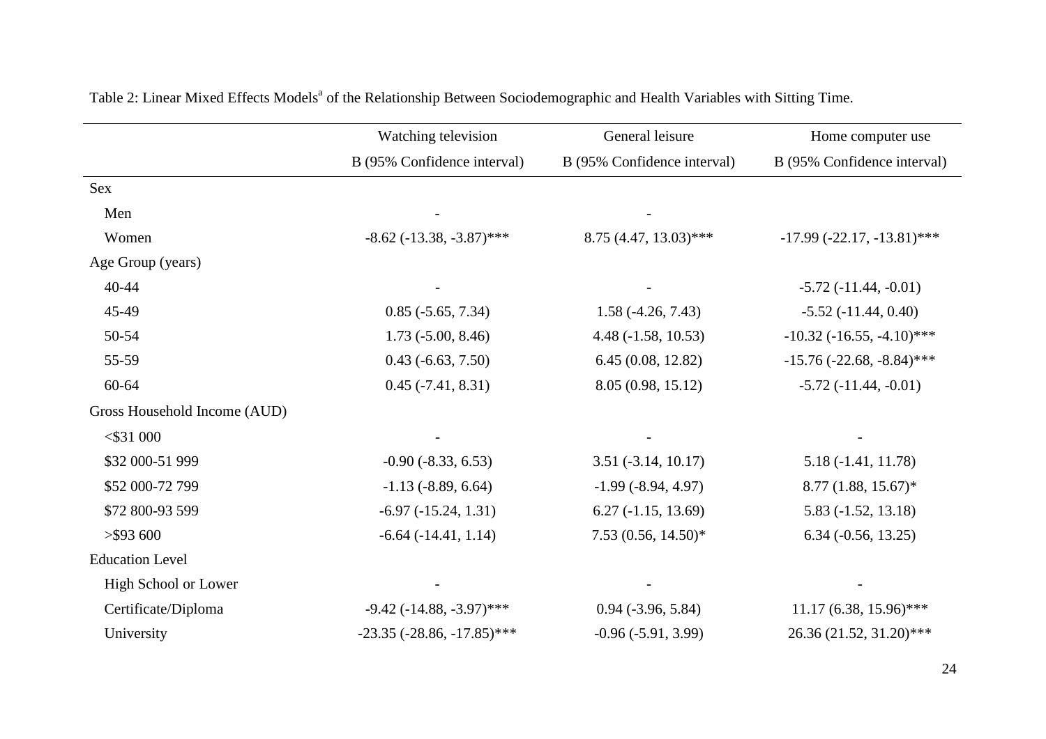Table 2: Linear Mixed Effects Models[a] of the Relationship Between Sociodemographic and Health Variables with Sitting Time.

| | Watching television | General leisure | Home computer use |
|---|---|---|---|
| | B (95% Confidence interval) | B (95% Confidence interval) | B (95% Confidence interval) |
| Sex | | | |
| Men | - | - | |
| Women | -8.62 (-13.38, -3.87)*** | 8.75 (4.47, 13.03)*** | -17.99 (-22.17, -13.81)*** |
| Age Group (years) | | | |
| 40-44 | - | - | -5.72 (-11.44, -0.01) |
| 45-49 | 0.85 (-5.65, 7.34) | 1.58 (-4.26, 7.43) | -5.52 (-11.44, 0.40) |
| 50-54 | 1.73 (-5.00, 8.46) | 4.48 (-1.58, 10.53) | -10.32 (-16.55, -4.10)*** |
| 55-59 | 0.43 (-6.63, 7.50) | 6.45 (0.08, 12.82) | -15.76 (-22.68, -8.84)*** |
| 60-64 | 0.45 (-7.41, 8.31) | 8.05 (0.98, 15.12) | -5.72 (-11.44, -0.01) |
| Gross Household Income (AUD) | | | |
| <$31 000 | - | - | - |
| $32 000-51 999 | -0.90 (-8.33, 6.53) | 3.51 (-3.14, 10.17) | 5.18 (-1.41, 11.78) |
| $52 000-72 799 | -1.13 (-8.89, 6.64) | -1.99 (-8.94, 4.97) | 8.77 (1.88, 15.67)* |
| $72 800-93 599 | -6.97 (-15.24, 1.31) | 6.27 (-1.15, 13.69) | 5.83 (-1.52, 13.18) |
| >$93 600 | -6.64 (-14.41, 1.14) | 7.53 (0.56, 14.50)* | 6.34 (-0.56, 13.25) |
| Education Level | | | |
| High School or Lower | - | - | - |
| Certificate/Diploma | -9.42 (-14.88, -3.97)*** | 0.94 (-3.96, 5.84) | 11.17 (6.38, 15.96)*** |
| University | -23.35 (-28.86, -17.85)*** | -0.96 (-5.91, 3.99) | 26.36 (21.52, 31.20)*** |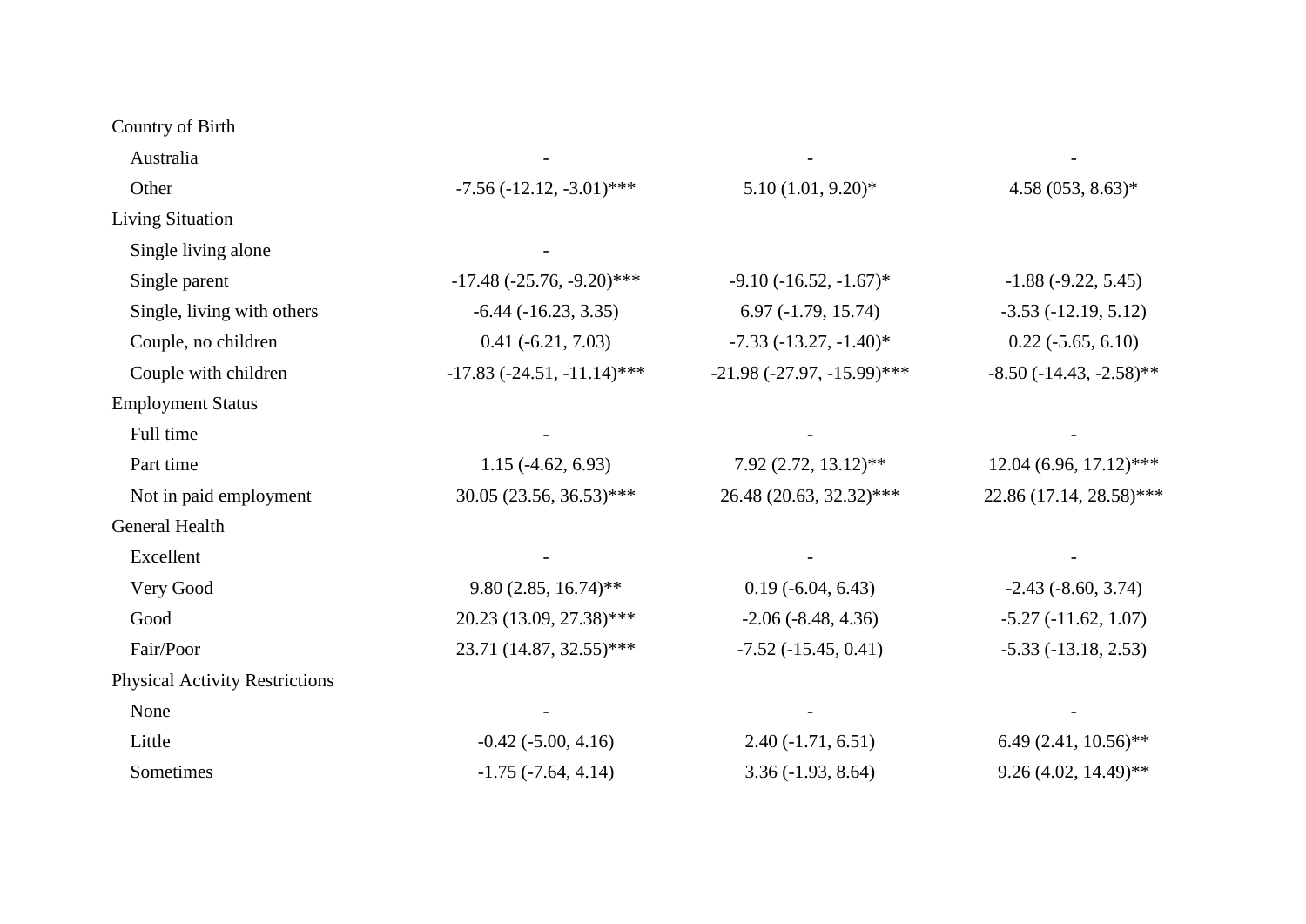| | | | |
|---|---|---|---|
| Country of Birth | | | |
| Australia | - | - | - |
| Other | -7.56 (-12.12, -3.01)*** | 5.10 (1.01, 9.20)* | 4.58 (053, 8.63)* |
| Living Situation | | | |
| Single living alone | - | | |
| Single parent | -17.48 (-25.76, -9.20)*** | -9.10 (-16.52, -1.67)* | -1.88 (-9.22, 5.45) |
| Single, living with others | -6.44 (-16.23, 3.35) | 6.97 (-1.79, 15.74) | -3.53 (-12.19, 5.12) |
| Couple, no children | 0.41 (-6.21, 7.03) | -7.33 (-13.27, -1.40)* | 0.22 (-5.65, 6.10) |
| Couple with children | -17.83 (-24.51, -11.14)*** | -21.98 (-27.97, -15.99)*** | -8.50 (-14.43, -2.58)** |
| Employment Status | | | |
| Full time | - | - | - |
| Part time | 1.15 (-4.62, 6.93) | 7.92 (2.72, 13.12)** | 12.04 (6.96, 17.12)*** |
| Not in paid employment | 30.05 (23.56, 36.53)*** | 26.48 (20.63, 32.32)*** | 22.86 (17.14, 28.58)*** |
| General Health | | | |
| Excellent | - | - | - |
| Very Good | 9.80 (2.85, 16.74)** | 0.19 (-6.04, 6.43) | -2.43 (-8.60, 3.74) |
| Good | 20.23 (13.09, 27.38)*** | -2.06 (-8.48, 4.36) | -5.27 (-11.62, 1.07) |
| Fair/Poor | 23.71 (14.87, 32.55)*** | -7.52 (-15.45, 0.41) | -5.33 (-13.18, 2.53) |
| Physical Activity Restrictions | | | |
| None | - | - | - |
| Little | -0.42 (-5.00, 4.16) | 2.40 (-1.71, 6.51) | 6.49 (2.41, 10.56)** |
| Sometimes | -1.75 (-7.64, 4.14) | 3.36 (-1.93, 8.64) | 9.26 (4.02, 14.49)** |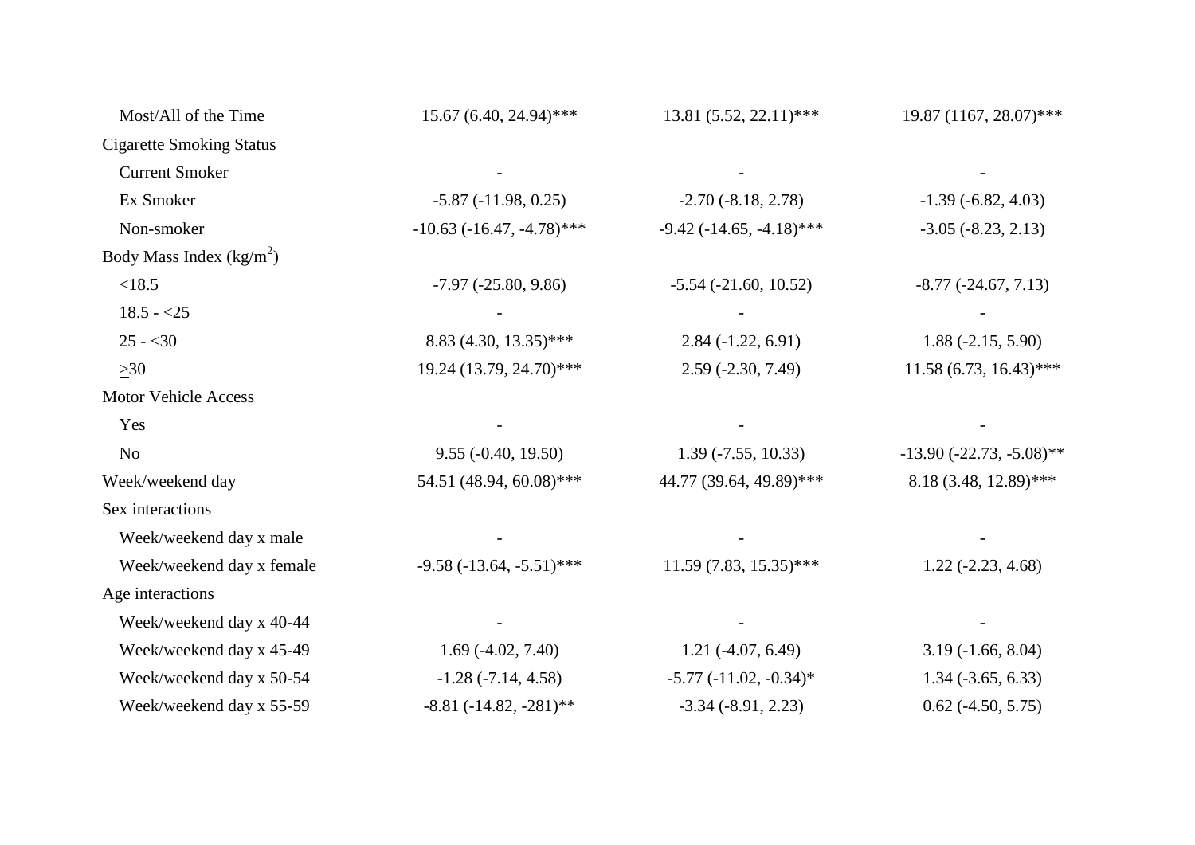| | | | |
|---|---|---|---|
| Most/All of the Time | 15.67 (6.40, 24.94)*** | 13.81 (5.52, 22.11)*** | 19.87 (1167, 28.07)*** |
| Cigarette Smoking Status | | | |
| Current Smoker | - | - | - |
| Ex Smoker | -5.87 (-11.98, 0.25) | -2.70 (-8.18, 2.78) | -1.39 (-6.82, 4.03) |
| Non-smoker | -10.63 (-16.47, -4.78)*** | -9.42 (-14.65, -4.18)*** | -3.05 (-8.23, 2.13) |
| Body Mass Index (kg/m$^2$) | | | |
| <18.5 | -7.97 (-25.80, 9.86) | -5.54 (-21.60, 10.52) | -8.77 (-24.67, 7.13) |
| 18.5 - <25 | - | - | - |
| 25 - <30 | 8.83 (4.30, 13.35)*** | 2.84 (-1.22, 6.91) | 1.88 (-2.15, 5.90) |
| ≥30 | 19.24 (13.79, 24.70)*** | 2.59 (-2.30, 7.49) | 11.58 (6.73, 16.43)*** |
| Motor Vehicle Access | | | |
| Yes | - | - | - |
| No | 9.55 (-0.40, 19.50) | 1.39 (-7.55, 10.33) | -13.90 (-22.73, -5.08)** |
| Week/weekend day | 54.51 (48.94, 60.08)*** | 44.77 (39.64, 49.89)*** | 8.18 (3.48, 12.89)*** |
| Sex interactions | | | |
| Week/weekend day x male | - | - | - |
| Week/weekend day x female | -9.58 (-13.64, -5.51)*** | 11.59 (7.83, 15.35)*** | 1.22 (-2.23, 4.68) |
| Age interactions | | | |
| Week/weekend day x 40-44 | - | - | - |
| Week/weekend day x 45-49 | 1.69 (-4.02, 7.40) | 1.21 (-4.07, 6.49) | 3.19 (-1.66, 8.04) |
| Week/weekend day x 50-54 | -1.28 (-7.14, 4.58) | -5.77 (-11.02, -0.34)* | 1.34 (-3.65, 6.33) |
| Week/weekend day x 55-59 | -8.81 (-14.82, -281)** | -3.34 (-8.91, 2.23) | 0.62 (-4.50, 5.75) |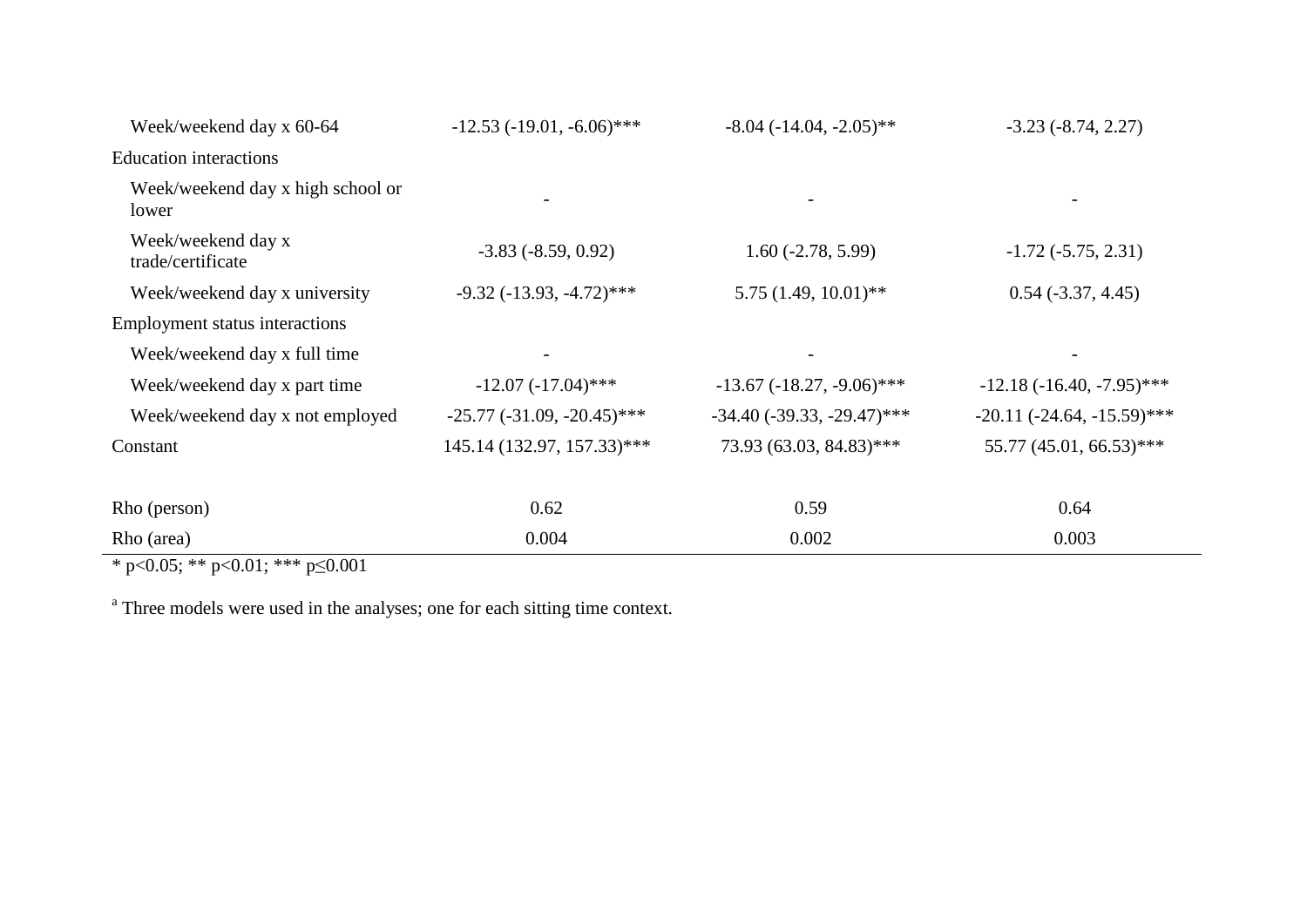| | | | |
|---|---|---|---|
| Week/weekend day x 60-64 | -12.53 (-19.01, -6.06)*** | -8.04 (-14.04, -2.05)** | -3.23 (-8.74, 2.27) |
| Education interactions | | | |
| Week/weekend day x high school or lower | - | - | - |
| Week/weekend day x trade/certificate | -3.83 (-8.59, 0.92) | 1.60 (-2.78, 5.99) | -1.72 (-5.75, 2.31) |
| Week/weekend day x university | -9.32 (-13.93, -4.72)*** | 5.75 (1.49, 10.01)** | 0.54 (-3.37, 4.45) |
| Employment status interactions | | | |
| Week/weekend day x full time | - | - | - |
| Week/weekend day x part time | -12.07 (-17.04)*** | -13.67 (-18.27, -9.06)*** | -12.18 (-16.40, -7.95)*** |
| Week/weekend day x not employed | -25.77 (-31.09, -20.45)*** | -34.40 (-39.33, -29.47)*** | -20.11 (-24.64, -15.59)*** |
| Constant | 145.14 (132.97, 157.33)*** | 73.93 (63.03, 84.83)*** | 55.77 (45.01, 66.53)*** |
| | | | |
| Rho (person) | 0.62 | 0.59 | 0.64 |
| Rho (area) | 0.004 | 0.002 | 0.003 |

* p<0.05; ** p<0.01; *** p≤0.001

[a] Three models were used in the analyses; one for each sitting time context.